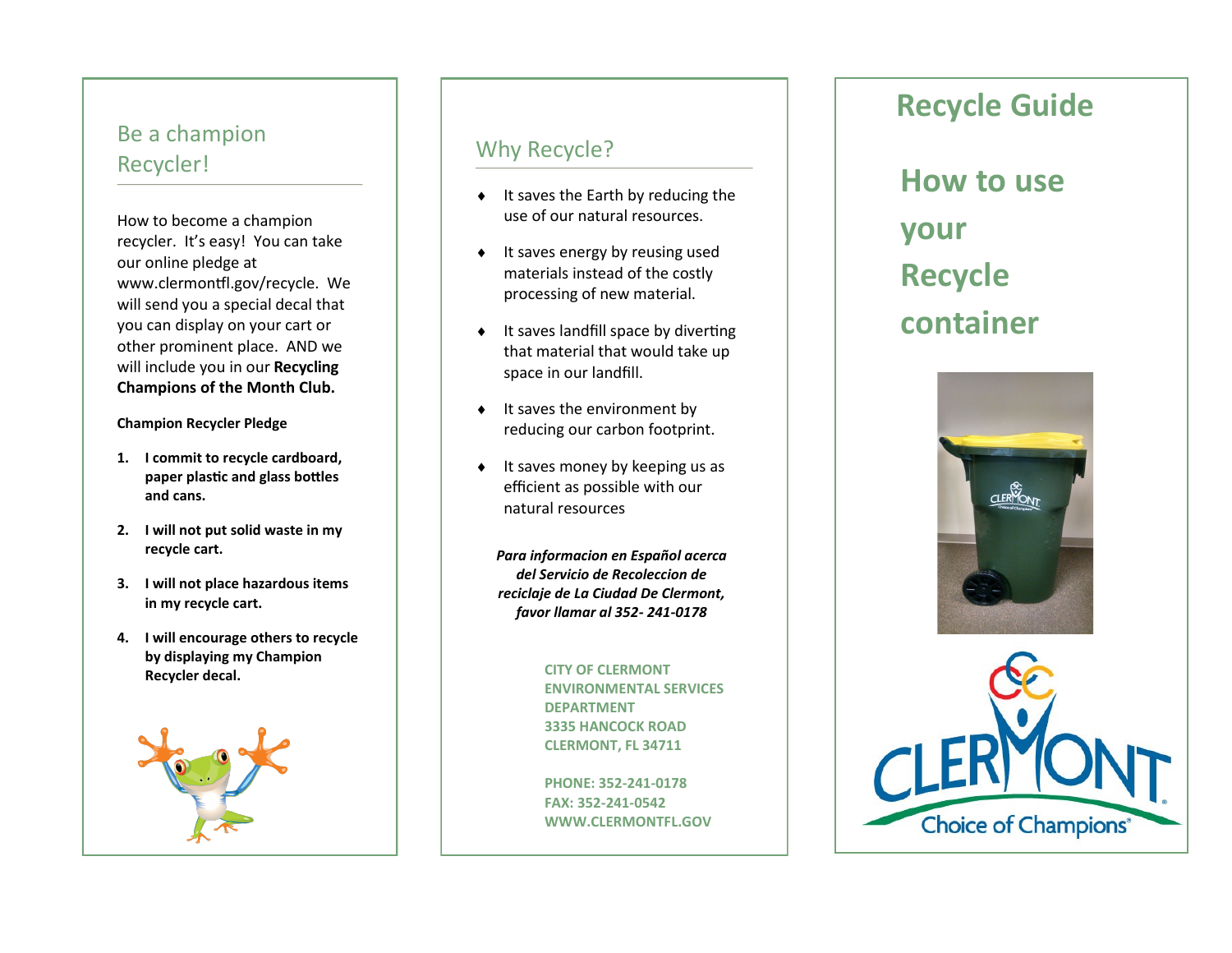## Be a champion Recycler!

How to become a champion recycler. It's easy! You can take our online pledge at www.clermontfl.gov/recycle. We will send you a special decal that you can display on your cart or other prominent place. AND we will include you in our **Recycling Champions of the Month Club.**

**Champion Recycler Pledge**

1. **I commit to recycle cardboard, paper plastic and glass bottles and cans.**
2. **I will not put solid waste in my recycle cart.**
3. **I will not place hazardous items in my recycle cart.**
4. **I will encourage others to recycle by displaying my Champion Recycler decal.**

## Why Recycle?

- It saves the Earth by reducing the use of our natural resources.
- It saves energy by reusing used materials instead of the costly processing of new material.
- It saves landfill space by diverting that material that would take up space in our landfill.
- It saves the environment by reducing our carbon footprint.
- It saves money by keeping us as efficient as possible with our natural resources

***Para informacion en Español acerca del Servicio de Recoleccion de reciclaje de La Ciudad De Clermont, favor llamar al 352- 241-0178***

**CITY OF CLERMONT**
**ENVIRONMENTAL SERVICES DEPARTMENT**
**3335 HANCOCK ROAD**
**CLERMONT, FL 34711**

**PHONE: 352-241-0178**
**FAX: 352-241-0542**
**WWW.CLERMONTFL.GOV**

# Recycle Guide

## How to use your Recycle container

CLERMONT
Choice of Champions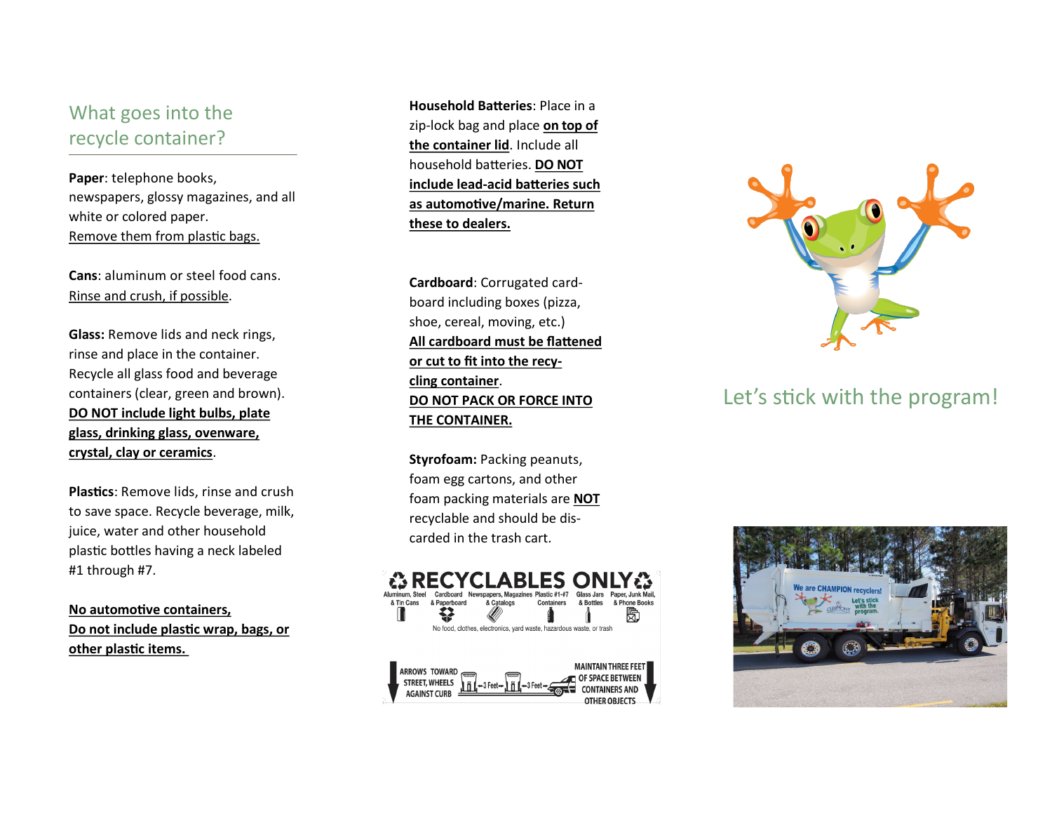## What goes into the recycle container?

**Paper**: telephone books, newspapers, glossy magazines, and all white or colored paper.
Remove them from plastic bags.

**Cans**: aluminum or steel food cans.
Rinse and crush, if possible.

**Glass:** Remove lids and neck rings, rinse and place in the container. Recycle all glass food and beverage containers (clear, green and brown). **DO NOT include light bulbs, plate glass, drinking glass, ovenware, crystal, clay or ceramics**.

**Plastics**: Remove lids, rinse and crush to save space. Recycle beverage, milk, juice, water and other household plastic bottles having a neck labeled #1 through #7.

**No automotive containers,**
**Do not include plastic wrap, bags, or other plastic items.**

**Household Batteries**: Place in a zip-lock bag and place **on top of the container lid**. Include all household batteries. **DO NOT include lead-acid batteries such as automotive/marine. Return these to dealers.**

**Cardboard**: Corrugated cardboard including boxes (pizza, shoe, cereal, moving, etc.)
**All cardboard must be flattened or cut to fit into the recycling container**.
**DO NOT PACK OR FORCE INTO THE CONTAINER.**

**Styrofoam:** Packing peanuts, foam egg cartons, and other foam packing materials are **NOT** recyclable and should be discarded in the trash cart.

RECYCLABLES ONLY

Aluminum, Steel & Tin Cans | Cardboard & Paperboard | Newspapers, Magazines & Catalogs | Plastic #1-#7 Containers | Glass Jars & Bottles | Paper, Junk Mail, & Phone Books

No food, clothes, electronics, yard waste, hazardous waste, or trash

ARROWS TOWARD STREET, WHEELS AGAINST CURB

3 Feet

3 Feet

MAINTAIN THREE FEET OF SPACE BETWEEN CONTAINERS AND OTHER OBJECTS

Let's stick with the program!